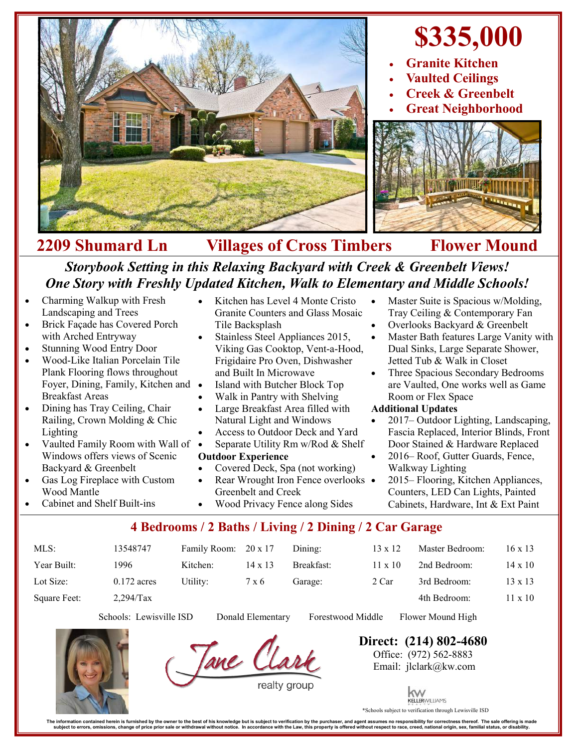# $335,000

- **Granite Kitchen**
- **Vaulted Ceilings**
- **Creek & Greenbelt**
- **Great Neighborhood**

## 2209 Shumard Ln — Villages of Cross Timbers — Flower Mound

***Storybook Setting in this Relaxing Backyard with Creek & Greenbelt Views!***
***One Story with Freshly Updated Kitchen, Walk to Elementary and Middle Schools!***

- Charming Walkup with Fresh Landscaping and Trees
- Brick Façade has Covered Porch with Arched Entryway
- Stunning Wood Entry Door
- Wood-Like Italian Porcelain Tile Plank Flooring flows throughout Foyer, Dining, Family, Kitchen and Breakfast Areas
- Dining has Tray Ceiling, Chair Railing, Crown Molding & Chic Lighting
- Vaulted Family Room with Wall of Windows offers views of Scenic Backyard & Greenbelt
- Gas Log Fireplace with Custom Wood Mantle
- Cabinet and Shelf Built-ins
- Kitchen has Level 4 Monte Cristo Granite Counters and Glass Mosaic Tile Backsplash
- Stainless Steel Appliances 2015, Viking Gas Cooktop, Vent-a-Hood, Frigidaire Pro Oven, Dishwasher and Built In Microwave
- Island with Butcher Block Top
- Walk in Pantry with Shelving
- Large Breakfast Area filled with Natural Light and Windows
- Access to Outdoor Deck and Yard
- Separate Utility Rm w/Rod & Shelf

**Outdoor Experience**

- Covered Deck, Spa (not working)
- Rear Wrought Iron Fence overlooks Greenbelt and Creek
- Wood Privacy Fence along Sides

- Master Suite is Spacious w/Molding, Tray Ceiling & Contemporary Fan
- Overlooks Backyard & Greenbelt
- Master Bath features Large Vanity with Dual Sinks, Large Separate Shower, Jetted Tub & Walk in Closet
- Three Spacious Secondary Bedrooms are Vaulted, One works well as Game Room or Flex Space

**Additional Updates**

- 2017– Outdoor Lighting, Landscaping, Fascia Replaced, Interior Blinds, Front Door Stained & Hardware Replaced
- 2016– Roof, Gutter Guards, Fence, Walkway Lighting
- 2015– Flooring, Kitchen Appliances, Counters, LED Can Lights, Painted Cabinets, Hardware, Int & Ext Paint

## 4 Bedrooms / 2 Baths / Living / 2 Dining / 2 Car Garage

| | | | | | | | |
|---|---|---|---|---|---|---|---|
| MLS: | 13548747 | Family Room: | 20 x 17 | Dining: | 13 x 12 | Master Bedroom: | 16 x 13 |
| Year Built: | 1996 | Kitchen: | 14 x 13 | Breakfast: | 11 x 10 | 2nd Bedroom: | 14 x 10 |
| Lot Size: | 0.172 acres | Utility: | 7 x 6 | Garage: | 2 Car | 3rd Bedroom: | 13 x 13 |
| Square Feet: | 2,294/Tax | | | | | 4th Bedroom: | 11 x 10 |

Schools: Lewisville ISD — Donald Elementary — Forestwood Middle — Flower Mound High

Jane Clark realty group

**Direct: (214) 802-4680**
Office: (972) 562-8883
Email: jlclark@kw.com

KELLERWILLIAMS REALTY

*Schools subject to verification through Lewisville ISD

The information contained herein is furnished by the owner to the best of his knowledge but is subject to verification by the purchaser, and agent assumes no responsibility for correctness thereof. The sale offering is made subject to errors, omissions, change of price prior sale or withdrawal without notice. In accordance with the Law, this property is offered without respect to race, creed, national origin, sex, familial status, or disability.